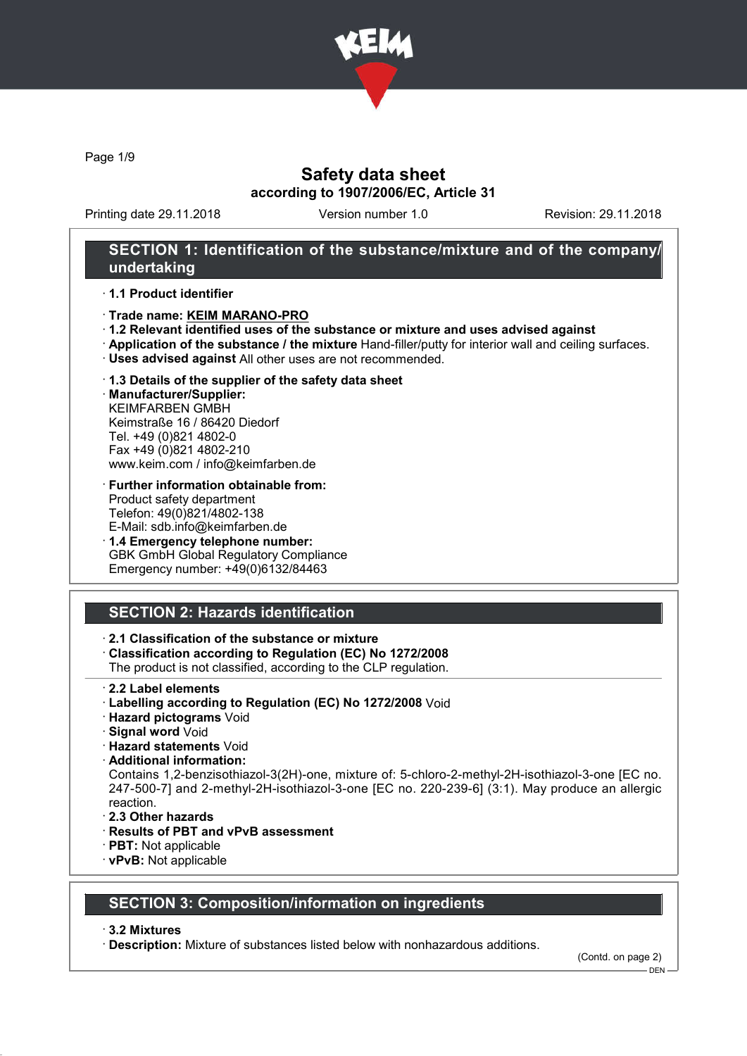# Safety data sheet

**according to 1907/2006/EC, Article 31**

Printing date 29.11.2018 Version number 1.0 Revision: 29.11.2018

## SECTION 1: Identification of the substance/mixture and of the company/undertaking

· **1.1 Product identifier**

· **Trade name: KEIM MARANO-PRO**

· **1.2 Relevant identified uses of the substance or mixture and uses advised against**

· **Application of the substance / the mixture** Hand-filler/putty for interior wall and ceiling surfaces.

· **Uses advised against** All other uses are not recommended.

· **1.3 Details of the supplier of the safety data sheet**

· **Manufacturer/Supplier:**
KEIMFARBEN GMBH
Keimstraße 16 / 86420 Diedorf
Tel. +49 (0)821 4802-0
Fax +49 (0)821 4802-210
www.keim.com / info@keimfarben.de

· **Further information obtainable from:**
Product safety department
Telefon: 49(0)821/4802-138
E-Mail: sdb.info@keimfarben.de

· **1.4 Emergency telephone number:**
GBK GmbH Global Regulatory Compliance
Emergency number: +49(0)6132/84463

## SECTION 2: Hazards identification

· **2.1 Classification of the substance or mixture**

· **Classification according to Regulation (EC) No 1272/2008**
The product is not classified, according to the CLP regulation.

· **2.2 Label elements**

· **Labelling according to Regulation (EC) No 1272/2008** Void

· **Hazard pictograms** Void

· **Signal word** Void

· **Hazard statements** Void

· **Additional information:**
Contains 1,2-benzisothiazol-3(2H)-one, mixture of: 5-chloro-2-methyl-2H-isothiazol-3-one [EC no. 247-500-7] and 2-methyl-2H-isothiazol-3-one [EC no. 220-239-6] (3:1). May produce an allergic reaction.

· **2.3 Other hazards**

· **Results of PBT and vPvB assessment**

· **PBT:** Not applicable

· **vPvB:** Not applicable

## SECTION 3: Composition/information on ingredients

· **3.2 Mixtures**

· **Description:** Mixture of substances listed below with nonhazardous additions.

(Contd. on page 2)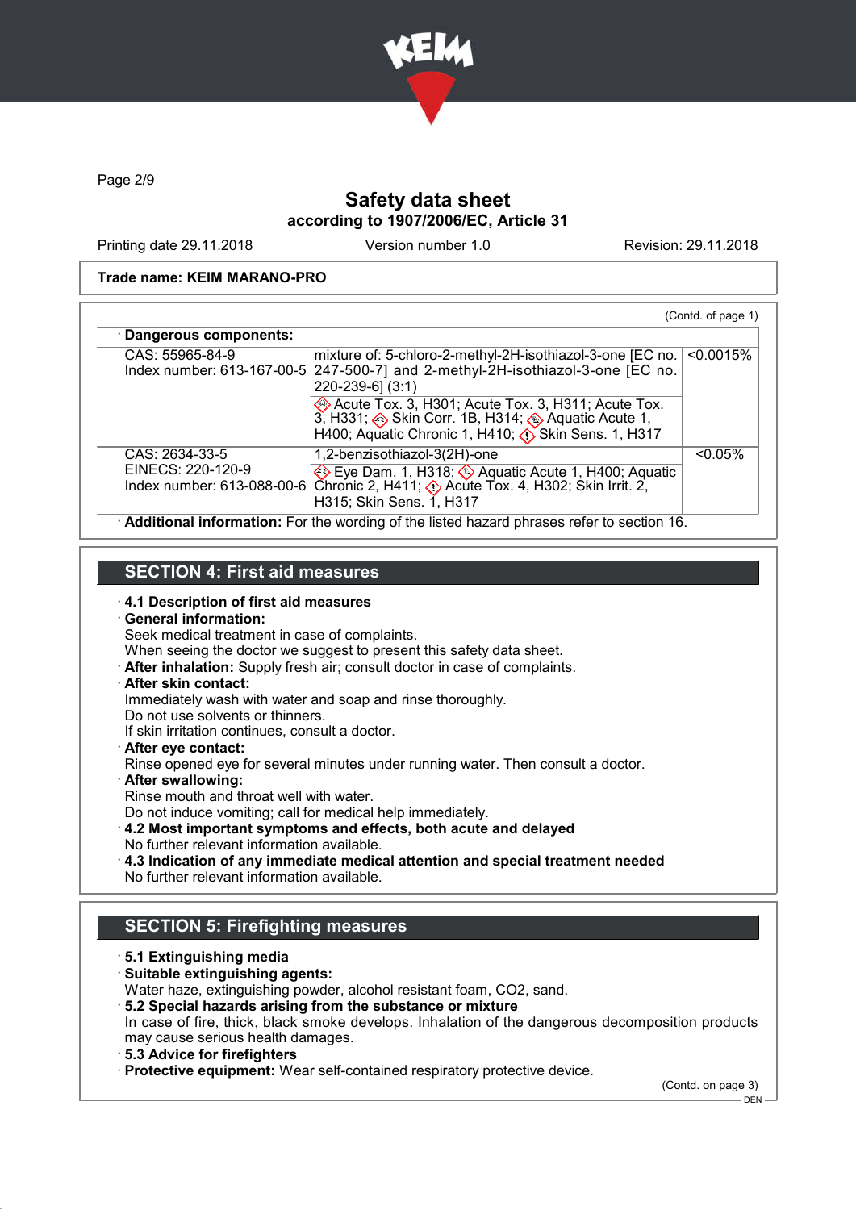Trade name: KEIM MARANO-PRO

(Contd. of page 1)

· **Dangerous components:**

| | | |
|---|---|---|
| CAS: 55965-84-9<br>Index number: 613-167-00-5 | mixture of: 5-chloro-2-methyl-2H-isothiazol-3-one [EC no. 247-500-7] and 2-methyl-2H-isothiazol-3-one [EC no. 220-239-6] (3:1)<br>Acute Tox. 3, H301; Acute Tox. 3, H311; Acute Tox. 3, H331; Skin Corr. 1B, H314; Aquatic Acute 1, H400; Aquatic Chronic 1, H410; Skin Sens. 1, H317 | <0.0015% |
| CAS: 2634-33-5<br>EINECS: 220-120-9<br>Index number: 613-088-00-6 | 1,2-benzisothiazol-3(2H)-one<br>Eye Dam. 1, H318; Aquatic Acute 1, H400; Aquatic Chronic 2, H411; Acute Tox. 4, H302; Skin Irrit. 2, H315; Skin Sens. 1, H317 | <0.05% |

· **Additional information:** For the wording of the listed hazard phrases refer to section 16.

## SECTION 4: First aid measures

· **4.1 Description of first aid measures**

· **General information:**
Seek medical treatment in case of complaints.
When seeing the doctor we suggest to present this safety data sheet.

· **After inhalation:** Supply fresh air; consult doctor in case of complaints.

· **After skin contact:**
Immediately wash with water and soap and rinse thoroughly.
Do not use solvents or thinners.
If skin irritation continues, consult a doctor.

· **After eye contact:**
Rinse opened eye for several minutes under running water. Then consult a doctor.

· **After swallowing:**
Rinse mouth and throat well with water.
Do not induce vomiting; call for medical help immediately.

· **4.2 Most important symptoms and effects, both acute and delayed**
No further relevant information available.

· **4.3 Indication of any immediate medical attention and special treatment needed**
No further relevant information available.

## SECTION 5: Firefighting measures

· **5.1 Extinguishing media**

· **Suitable extinguishing agents:**
Water haze, extinguishing powder, alcohol resistant foam, $CO_2$, sand.

· **5.2 Special hazards arising from the substance or mixture**
In case of fire, thick, black smoke develops. Inhalation of the dangerous decomposition products may cause serious health damages.

· **5.3 Advice for firefighters**

· **Protective equipment:** Wear self-contained respiratory protective device.

(Contd. on page 3)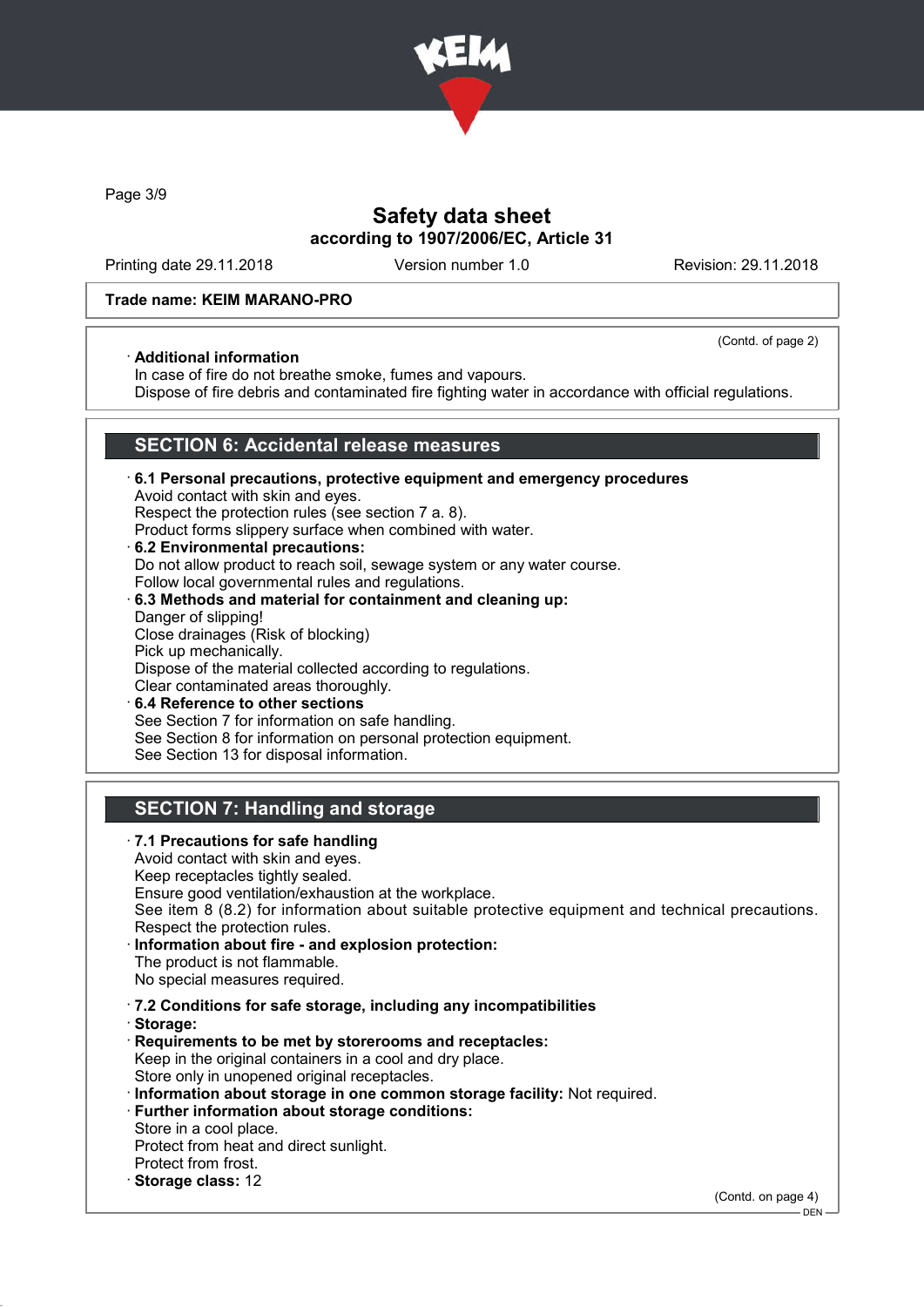**Trade name: KEIM MARANO-PRO**

(Contd. of page 2)

· **Additional information**
In case of fire do not breathe smoke, fumes and vapours.
Dispose of fire debris and contaminated fire fighting water in accordance with official regulations.

## SECTION 6: Accidental release measures

· **6.1 Personal precautions, protective equipment and emergency procedures**
Avoid contact with skin and eyes.
Respect the protection rules (see section 7 a. 8).
Product forms slippery surface when combined with water.

· **6.2 Environmental precautions:**
Do not allow product to reach soil, sewage system or any water course.
Follow local governmental rules and regulations.

· **6.3 Methods and material for containment and cleaning up:**
Danger of slipping!
Close drainages (Risk of blocking)
Pick up mechanically.
Dispose of the material collected according to regulations.
Clear contaminated areas thoroughly.

· **6.4 Reference to other sections**
See Section 7 for information on safe handling.
See Section 8 for information on personal protection equipment.
See Section 13 for disposal information.

## SECTION 7: Handling and storage

· **7.1 Precautions for safe handling**
Avoid contact with skin and eyes.
Keep receptacles tightly sealed.
Ensure good ventilation/exhaustion at the workplace.
See item 8 (8.2) for information about suitable protective equipment and technical precautions.
Respect the protection rules.

· **Information about fire - and explosion protection:**
The product is not flammable.
No special measures required.

· **7.2 Conditions for safe storage, including any incompatibilities**

· **Storage:**

· **Requirements to be met by storerooms and receptacles:**
Keep in the original containers in a cool and dry place.
Store only in unopened original receptacles.

· **Information about storage in one common storage facility:** Not required.

· **Further information about storage conditions:**
Store in a cool place.
Protect from heat and direct sunlight.
Protect from frost.

· **Storage class:** 12

(Contd. on page 4)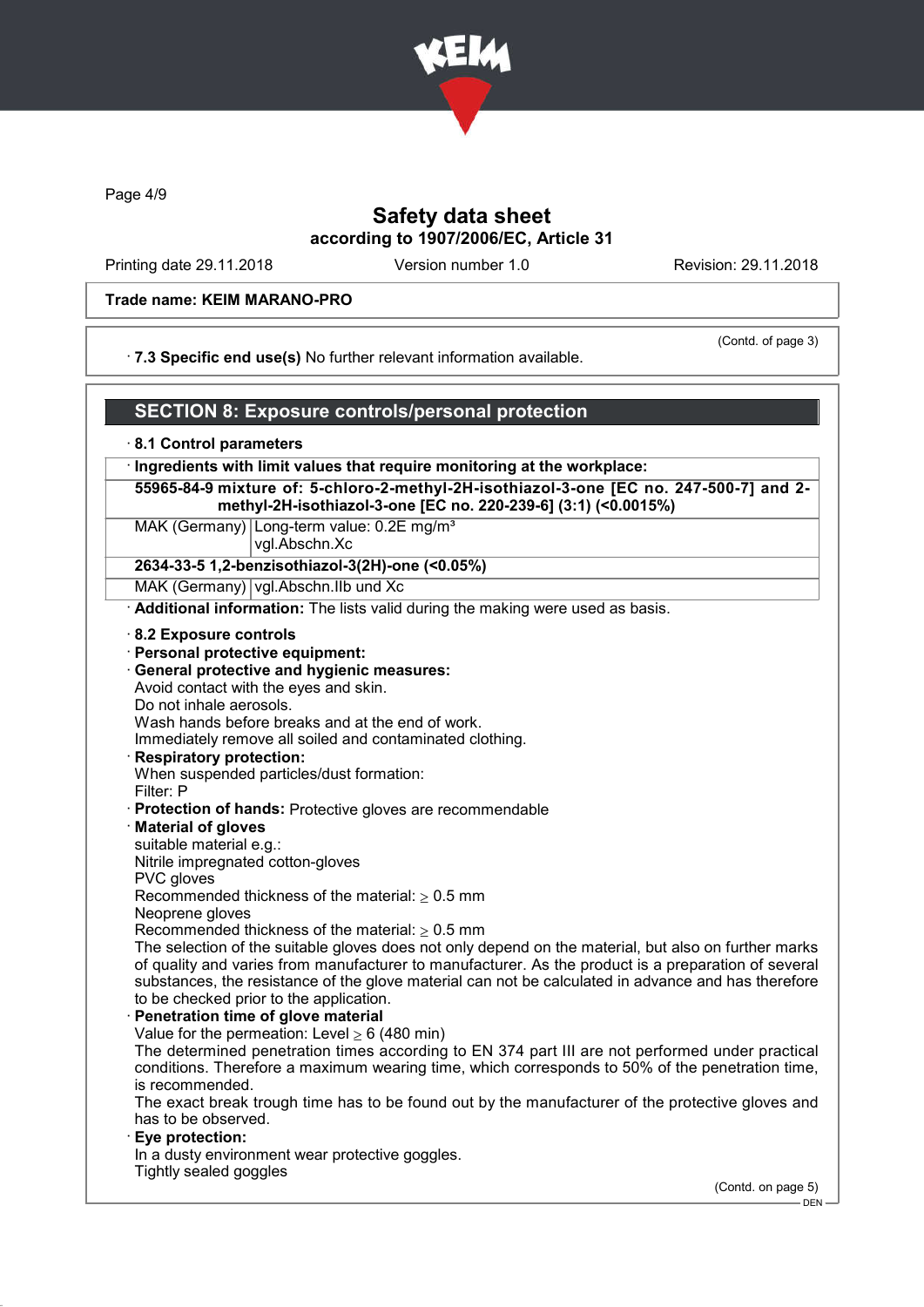Trade name: KEIM MARANO-PRO

(Contd. of page 3)

· **7.3 Specific end use(s)** No further relevant information available.

## SECTION 8: Exposure controls/personal protection

· **8.1 Control parameters**

| · **Ingredients with limit values that require monitoring at the workplace:** | |
|---|---|
| **55965-84-9 mixture of: 5-chloro-2-methyl-2H-isothiazol-3-one [EC no. 247-500-7] and 2-methyl-2H-isothiazol-3-one [EC no. 220-239-6] (3:1) (<0.0015%)** | |
| MAK (Germany) | Long-term value: 0.2E mg/m³<br>vgl.Abschn.Xc |
| **2634-33-5 1,2-benzisothiazol-3(2H)-one (<0.05%)** | |
| MAK (Germany) | vgl.Abschn.IIb und Xc |

· **Additional information:** The lists valid during the making were used as basis.

· **8.2 Exposure controls**
· **Personal protective equipment:**
· **General protective and hygienic measures:**
Avoid contact with the eyes and skin.
Do not inhale aerosols.
Wash hands before breaks and at the end of work.
Immediately remove all soiled and contaminated clothing.
· **Respiratory protection:**
When suspended particles/dust formation:
Filter: P
· **Protection of hands:** Protective gloves are recommendable
· **Material of gloves**
suitable material e.g.:
Nitrile impregnated cotton-gloves
PVC gloves
Recommended thickness of the material: ≥ 0.5 mm
Neoprene gloves
Recommended thickness of the material: ≥ 0.5 mm
The selection of the suitable gloves does not only depend on the material, but also on further marks of quality and varies from manufacturer to manufacturer. As the product is a preparation of several substances, the resistance of the glove material can not be calculated in advance and has therefore to be checked prior to the application.
· **Penetration time of glove material**
Value for the permeation: Level ≥ 6 (480 min)
The determined penetration times according to EN 374 part III are not performed under practical conditions. Therefore a maximum wearing time, which corresponds to 50% of the penetration time, is recommended.
The exact break trough time has to be found out by the manufacturer of the protective gloves and has to be observed.
· **Eye protection:**
In a dusty environment wear protective goggles.
Tightly sealed goggles

(Contd. on page 5)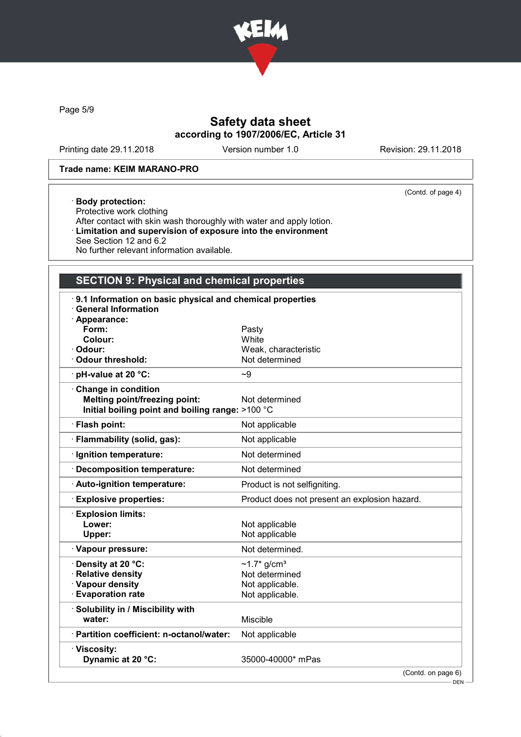Trade name: KEIM MARANO-PRO

(Contd. of page 4)

· **Body protection:**
Protective work clothing
After contact with skin wash thoroughly with water and apply lotion.
· **Limitation and supervision of exposure into the environment**
See Section 12 and 6.2
No further relevant information available.

## SECTION 9: Physical and chemical properties

| | |
|---|---|
| · **9.1 Information on basic physical and chemical properties** | |
| · **General Information** | |
| · **Appearance:** | |
| **Form:** | Pasty |
| **Colour:** | White |
| · **Odour:** | Weak, characteristic |
| · **Odour threshold:** | Not determined |
| · **pH-value at 20 °C:** | ~9 |
| · **Change in condition** | |
| **Melting point/freezing point:** | Not determined |
| **Initial boiling point and boiling range:** | >100 °C |
| · **Flash point:** | Not applicable |
| · **Flammability (solid, gas):** | Not applicable |
| · **Ignition temperature:** | Not determined |
| · **Decomposition temperature:** | Not determined |
| · **Auto-ignition temperature:** | Product is not selfigniting. |
| · **Explosive properties:** | Product does not present an explosion hazard. |
| · **Explosion limits:** | |
| **Lower:** | Not applicable |
| **Upper:** | Not applicable |
| · **Vapour pressure:** | Not determined. |
| · **Density at 20 °C:** | ~1.7* g/cm³ |
| · **Relative density** | Not determined |
| · **Vapour density** | Not applicable. |
| · **Evaporation rate** | Not applicable. |
| · **Solubility in / Miscibility with** | |
| **water:** | Miscible |
| · **Partition coefficient: n-octanol/water:** | Not applicable |
| · **Viscosity:** | |
| **Dynamic at 20 °C:** | 35000-40000* mPas |

(Contd. on page 6)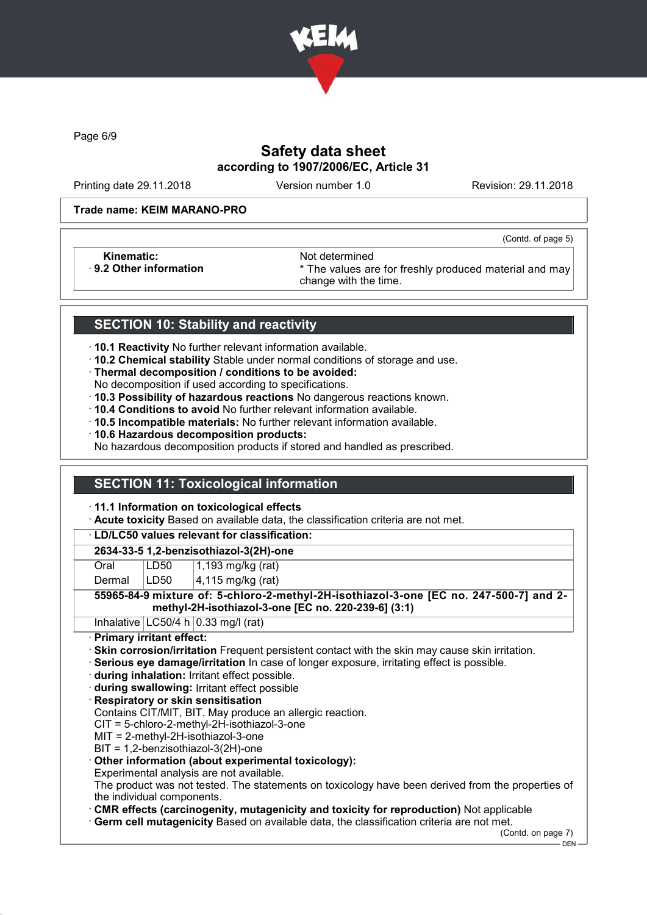Safety data sheet
according to 1907/2006/EC, Article 31

Printing date 29.11.2018 | Version number 1.0 | Revision: 29.11.2018

**Trade name: KEIM MARANO-PRO**

(Contd. of page 5)

| | |
|---|---|
| **Kinematic:** | Not determined |
| · **9.2 Other information** | * The values are for freshly produced material and may change with the time. |

## SECTION 10: Stability and reactivity

· **10.1 Reactivity** No further relevant information available.
· **10.2 Chemical stability** Stable under normal conditions of storage and use.
· **Thermal decomposition / conditions to be avoided:**
No decomposition if used according to specifications.
· **10.3 Possibility of hazardous reactions** No dangerous reactions known.
· **10.4 Conditions to avoid** No further relevant information available.
· **10.5 Incompatible materials:** No further relevant information available.
· **10.6 Hazardous decomposition products:**
No hazardous decomposition products if stored and handled as prescribed.

## SECTION 11: Toxicological information

· **11.1 Information on toxicological effects**
· **Acute toxicity** Based on available data, the classification criteria are not met.

· **LD/LC50 values relevant for classification:**

| | | |
|---|---|---|
| **2634-33-5 1,2-benzisothiazol-3(2H)-one** | | |
| Oral | LD50 | 1,193 mg/kg (rat) |
| Dermal | LD50 | 4,115 mg/kg (rat) |
| **55965-84-9 mixture of: 5-chloro-2-methyl-2H-isothiazol-3-one [EC no. 247-500-7] and 2-methyl-2H-isothiazol-3-one [EC no. 220-239-6] (3:1)** | | |
| Inhalative | LC50/4 h | 0.33 mg/l (rat) |

· **Primary irritant effect:**
· **Skin corrosion/irritation** Frequent persistent contact with the skin may cause skin irritation.
· **Serious eye damage/irritation** In case of longer exposure, irritating effect is possible.
· **during inhalation:** Irritant effect possible.
· **during swallowing:** Irritant effect possible
· **Respiratory or skin sensitisation**
Contains CIT/MIT, BIT. May produce an allergic reaction.
CIT = 5-chloro-2-methyl-2H-isothiazol-3-one
MIT = 2-methyl-2H-isothiazol-3-one
BIT = 1,2-benzisothiazol-3(2H)-one
· **Other information (about experimental toxicology):**
Experimental analysis are not available.
The product was not tested. The statements on toxicology have been derived from the properties of the individual components.
· **CMR effects (carcinogenity, mutagenicity and toxicity for reproduction)** Not applicable
· **Germ cell mutagenicity** Based on available data, the classification criteria are not met.

(Contd. on page 7)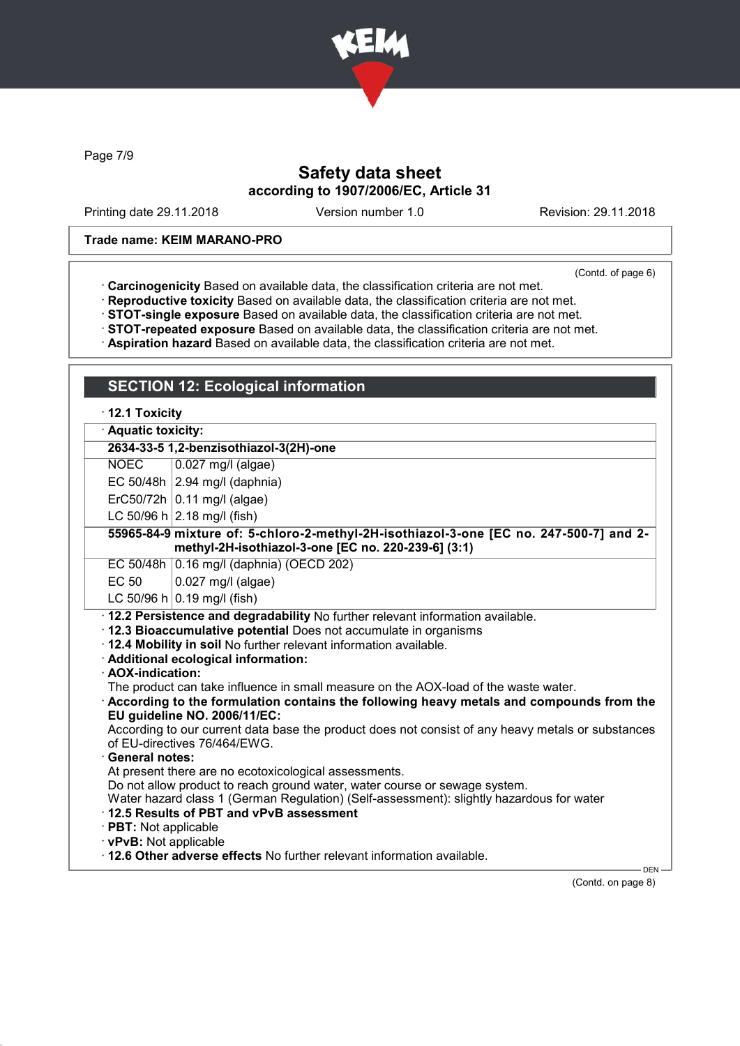Trade name: KEIM MARANO-PRO

(Contd. of page 6)

· **Carcinogenicity** Based on available data, the classification criteria are not met.
· **Reproductive toxicity** Based on available data, the classification criteria are not met.
· **STOT-single exposure** Based on available data, the classification criteria are not met.
· **STOT-repeated exposure** Based on available data, the classification criteria are not met.
· **Aspiration hazard** Based on available data, the classification criteria are not met.

## SECTION 12: Ecological information

· **12.1 Toxicity**

· **Aquatic toxicity:**

| | |
|---|---|
| **2634-33-5 1,2-benzisothiazol-3(2H)-one** | |
| NOEC | 0.027 mg/l (algae) |
| EC 50/48h | 2.94 mg/l (daphnia) |
| ErC50/72h | 0.11 mg/l (algae) |
| LC 50/96 h | 2.18 mg/l (fish) |
| **55965-84-9 mixture of: 5-chloro-2-methyl-2H-isothiazol-3-one [EC no. 247-500-7] and 2-methyl-2H-isothiazol-3-one [EC no. 220-239-6] (3:1)** | |
| EC 50/48h | 0.16 mg/l (daphnia) (OECD 202) |
| EC 50 | 0.027 mg/l (algae) |
| LC 50/96 h | 0.19 mg/l (fish) |

· **12.2 Persistence and degradability** No further relevant information available.
· **12.3 Bioaccumulative potential** Does not accumulate in organisms
· **12.4 Mobility in soil** No further relevant information available.
· **Additional ecological information:**
· **AOX-indication:**
The product can take influence in small measure on the AOX-load of the waste water.
· **According to the formulation contains the following heavy metals and compounds from the EU guideline NO. 2006/11/EC:**
According to our current data base the product does not consist of any heavy metals or substances of EU-directives 76/464/EWG.
· **General notes:**
At present there are no ecotoxicological assessments.
Do not allow product to reach ground water, water course or sewage system.
Water hazard class 1 (German Regulation) (Self-assessment): slightly hazardous for water
· **12.5 Results of PBT and vPvB assessment**
· **PBT:** Not applicable
· **vPvB:** Not applicable
· **12.6 Other adverse effects** No further relevant information available.

DEN

(Contd. on page 8)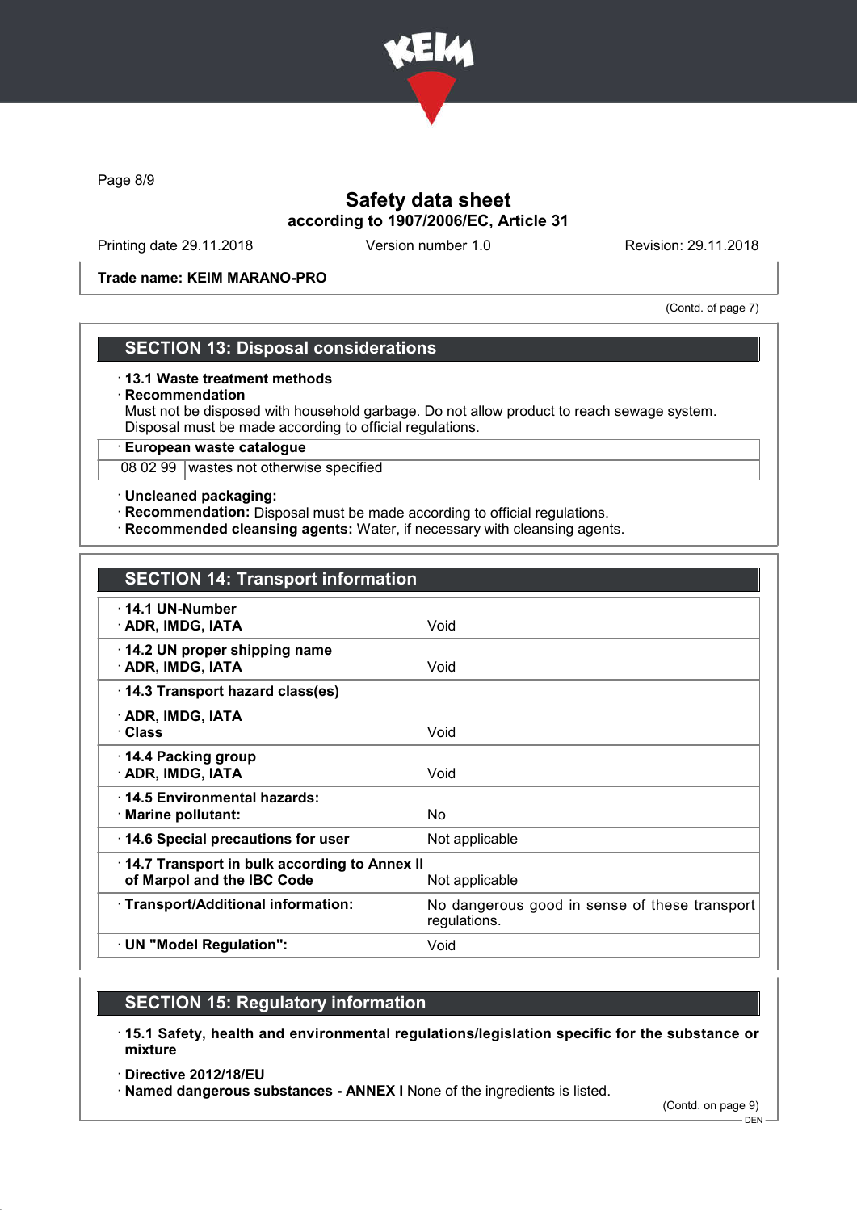Trade name: KEIM MARANO-PRO

(Contd. of page 7)

## SECTION 13: Disposal considerations

- **13.1 Waste treatment methods**
- **Recommendation**
  Must not be disposed with household garbage. Do not allow product to reach sewage system.
  Disposal must be made according to official regulations.

| · European waste catalogue | |
|---|---|
| 08 02 99 | wastes not otherwise specified |

- **Uncleaned packaging:**
- **Recommendation:** Disposal must be made according to official regulations.
- **Recommended cleansing agents:** Water, if necessary with cleansing agents.

## SECTION 14: Transport information

| | |
|---|---|
| · **14.1 UN-Number**<br>· **ADR, IMDG, IATA** | Void |
| · **14.2 UN proper shipping name**<br>· **ADR, IMDG, IATA** | Void |
| · **14.3 Transport hazard class(es)**<br>· **ADR, IMDG, IATA**<br>· **Class** | Void |
| · **14.4 Packing group**<br>· **ADR, IMDG, IATA** | Void |
| · **14.5 Environmental hazards:**<br>· **Marine pollutant:** | No |
| · **14.6 Special precautions for user** | Not applicable |
| · **14.7 Transport in bulk according to Annex II of Marpol and the IBC Code** | Not applicable |
| · **Transport/Additional information:** | No dangerous good in sense of these transport regulations. |
| · **UN "Model Regulation":** | Void |

## SECTION 15: Regulatory information

- **15.1 Safety, health and environmental regulations/legislation specific for the substance or mixture**
- **Directive 2012/18/EU**
- **Named dangerous substances - ANNEX I** None of the ingredients is listed.

(Contd. on page 9)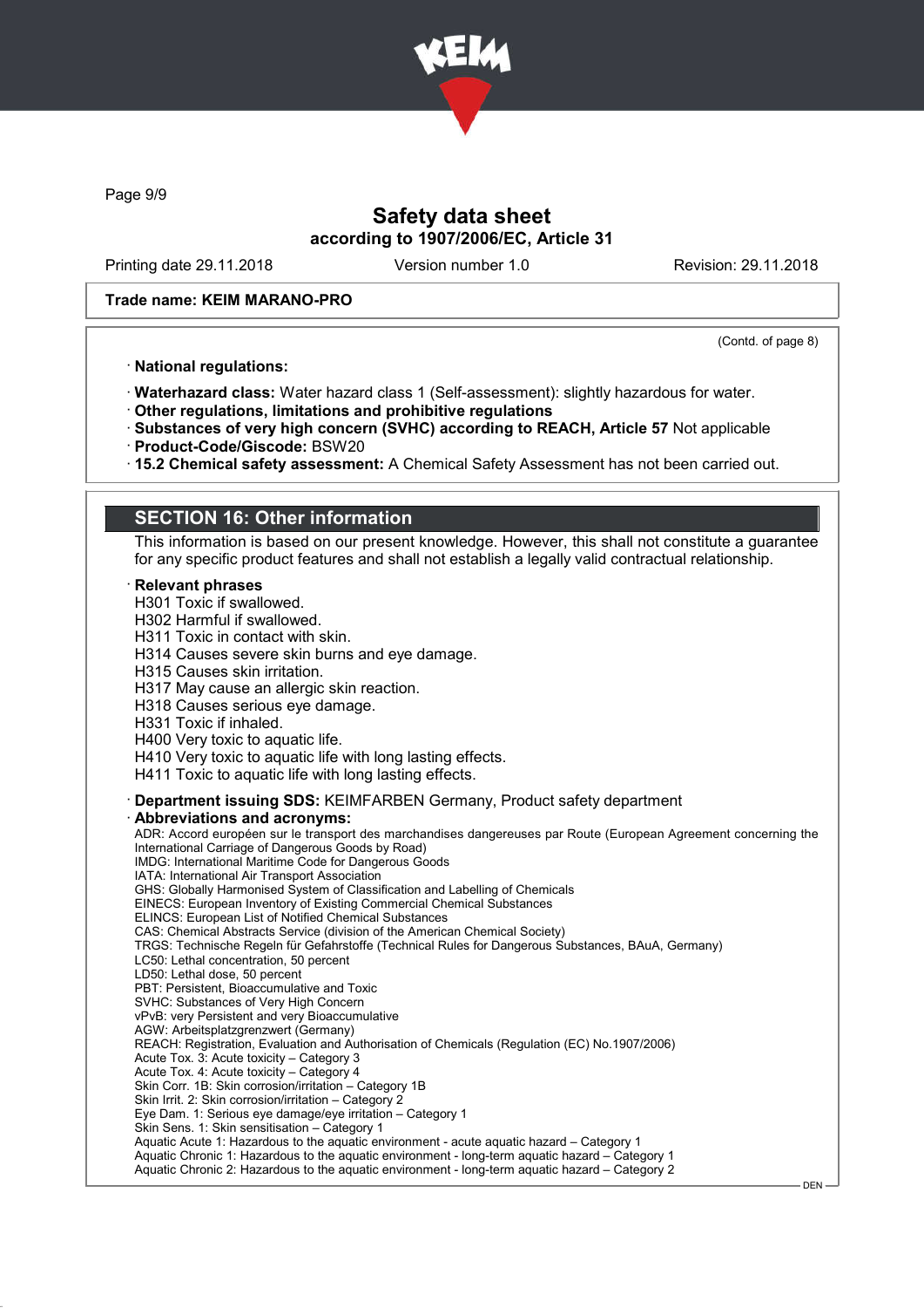**Trade name: KEIM MARANO-PRO**

(Contd. of page 8)

· **National regulations:**

· **Waterhazard class:** Water hazard class 1 (Self-assessment): slightly hazardous for water.
· **Other regulations, limitations and prohibitive regulations**
· **Substances of very high concern (SVHC) according to REACH, Article 57** Not applicable
· **Product-Code/Giscode:** BSW20
· **15.2 Chemical safety assessment:** A Chemical Safety Assessment has not been carried out.

## SECTION 16: Other information

This information is based on our present knowledge. However, this shall not constitute a guarantee for any specific product features and shall not establish a legally valid contractual relationship.

· **Relevant phrases**
H301 Toxic if swallowed.
H302 Harmful if swallowed.
H311 Toxic in contact with skin.
H314 Causes severe skin burns and eye damage.
H315 Causes skin irritation.
H317 May cause an allergic skin reaction.
H318 Causes serious eye damage.
H331 Toxic if inhaled.
H400 Very toxic to aquatic life.
H410 Very toxic to aquatic life with long lasting effects.
H411 Toxic to aquatic life with long lasting effects.

· **Department issuing SDS:** KEIMFARBEN Germany, Product safety department
· **Abbreviations and acronyms:**
ADR: Accord européen sur le transport des marchandises dangereuses par Route (European Agreement concerning the International Carriage of Dangerous Goods by Road)
IMDG: International Maritime Code for Dangerous Goods
IATA: International Air Transport Association
GHS: Globally Harmonised System of Classification and Labelling of Chemicals
EINECS: European Inventory of Existing Commercial Chemical Substances
ELINCS: European List of Notified Chemical Substances
CAS: Chemical Abstracts Service (division of the American Chemical Society)
TRGS: Technische Regeln für Gefahrstoffe (Technical Rules for Dangerous Substances, BAuA, Germany)
LC50: Lethal concentration, 50 percent
LD50: Lethal dose, 50 percent
PBT: Persistent, Bioaccumulative and Toxic
SVHC: Substances of Very High Concern
vPvB: very Persistent and very Bioaccumulative
AGW: Arbeitsplatzgrenzwert (Germany)
REACH: Registration, Evaluation and Authorisation of Chemicals (Regulation (EC) No.1907/2006)
Acute Tox. 3: Acute toxicity – Category 3
Acute Tox. 4: Acute toxicity – Category 4
Skin Corr. 1B: Skin corrosion/irritation – Category 1B
Skin Irrit. 2: Skin corrosion/irritation – Category 2
Eye Dam. 1: Serious eye damage/eye irritation – Category 1
Skin Sens. 1: Skin sensitisation – Category 1
Aquatic Acute 1: Hazardous to the aquatic environment - acute aquatic hazard – Category 1
Aquatic Chronic 1: Hazardous to the aquatic environment - long-term aquatic hazard – Category 1
Aquatic Chronic 2: Hazardous to the aquatic environment - long-term aquatic hazard – Category 2

DEN